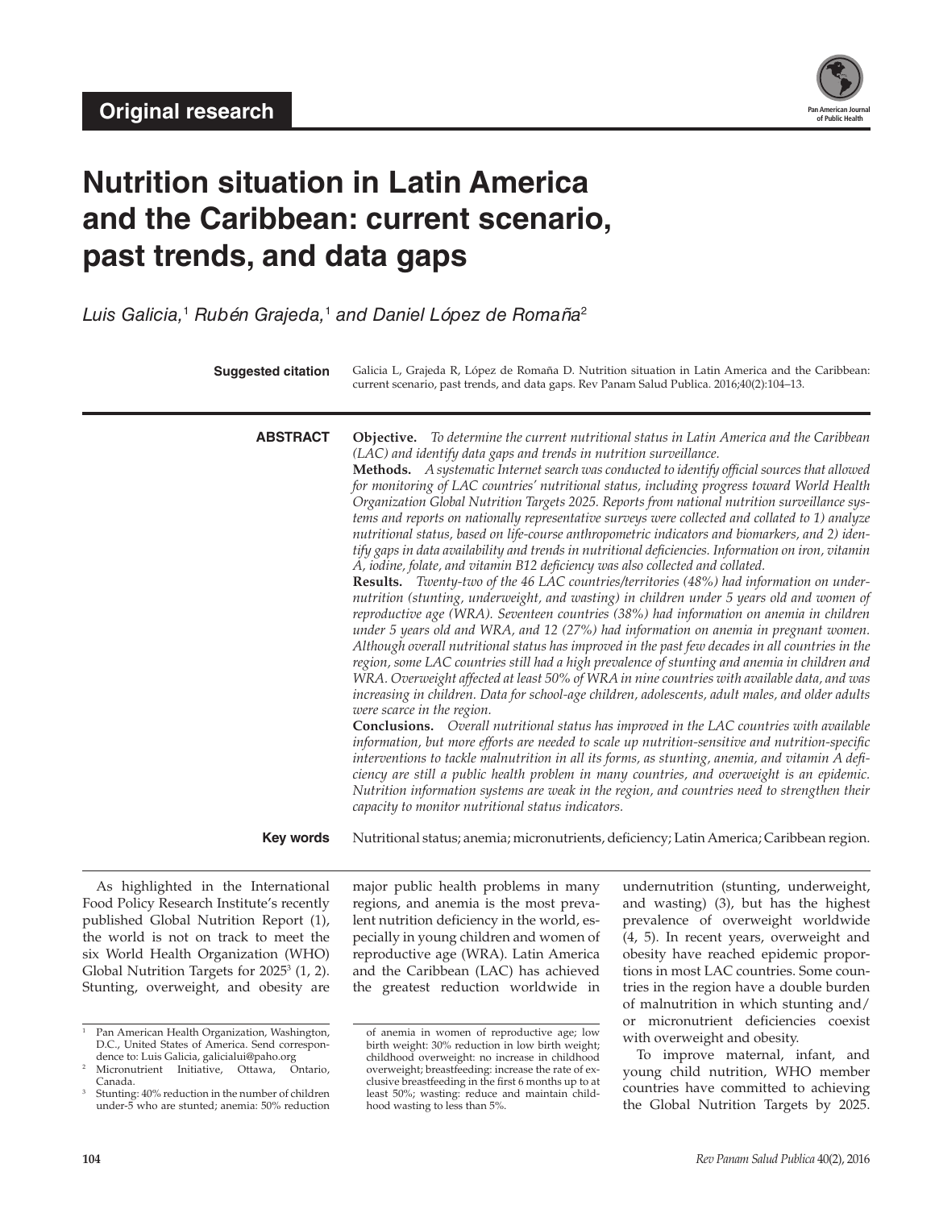Original research

# Nutrition situation in Latin America and the Caribbean: current scenario, past trends, and data gaps

*Luis Galicia,*[1] *Rubén Grajeda,*[1] *and Daniel López de Romaña*[2]

**Suggested citation** Galicia L, Grajeda R, López de Romaña D. Nutrition situation in Latin America and the Caribbean: current scenario, past trends, and data gaps. Rev Panam Salud Publica. 2016;40(2):104–13.

## ABSTRACT

**Objective.** *To determine the current nutritional status in Latin America and the Caribbean (LAC) and identify data gaps and trends in nutrition surveillance.*

**Methods.** *A systematic Internet search was conducted to identify official sources that allowed for monitoring of LAC countries' nutritional status, including progress toward World Health Organization Global Nutrition Targets 2025. Reports from national nutrition surveillance systems and reports on nationally representative surveys were collected and collated to 1) analyze nutritional status, based on life-course anthropometric indicators and biomarkers, and 2) identify gaps in data availability and trends in nutritional deficiencies. Information on iron, vitamin A, iodine, folate, and vitamin B12 deficiency was also collected and collated.*

**Results.** *Twenty-two of the 46 LAC countries/territories (48%) had information on undernutrition (stunting, underweight, and wasting) in children under 5 years old and women of reproductive age (WRA). Seventeen countries (38%) had information on anemia in children under 5 years old and WRA, and 12 (27%) had information on anemia in pregnant women. Although overall nutritional status has improved in the past few decades in all countries in the region, some LAC countries still had a high prevalence of stunting and anemia in children and WRA. Overweight affected at least 50% of WRA in nine countries with available data, and was increasing in children. Data for school-age children, adolescents, adult males, and older adults were scarce in the region.*

**Conclusions.** *Overall nutritional status has improved in the LAC countries with available information, but more efforts are needed to scale up nutrition-sensitive and nutrition-specific interventions to tackle malnutrition in all its forms, as stunting, anemia, and vitamin A deficiency are still a public health problem in many countries, and overweight is an epidemic. Nutrition information systems are weak in the region, and countries need to strengthen their capacity to monitor nutritional status indicators.*

**Key words** Nutritional status; anemia; micronutrients, deficiency; Latin America; Caribbean region.

As highlighted in the International Food Policy Research Institute's recently published Global Nutrition Report (1), the world is not on track to meet the six World Health Organization (WHO) Global Nutrition Targets for 2025[3] (1, 2). Stunting, overweight, and obesity are major public health problems in many regions, and anemia is the most prevalent nutrition deficiency in the world, especially in young children and women of reproductive age (WRA). Latin America and the Caribbean (LAC) has achieved the greatest reduction worldwide in undernutrition (stunting, underweight, and wasting) (3), but has the highest prevalence of overweight worldwide (4, 5). In recent years, overweight and obesity have reached epidemic proportions in most LAC countries. Some countries in the region have a double burden of malnutrition in which stunting and/or micronutrient deficiencies coexist with overweight and obesity.

To improve maternal, infant, and young child nutrition, WHO member countries have committed to achieving the Global Nutrition Targets by 2025.

---

[1] Pan American Health Organization, Washington, D.C., United States of America. Send correspondence to: Luis Galicia, galicialui@paho.org

[2] Micronutrient Initiative, Ottawa, Ontario, Canada.

[3] Stunting: 40% reduction in the number of children under-5 who are stunted; anemia: 50% reduction of anemia in women of reproductive age; low birth weight: 30% reduction in low birth weight; childhood overweight: no increase in childhood overweight; breastfeeding: increase the rate of exclusive breastfeeding in the first 6 months up to at least 50%; wasting: reduce and maintain childhood wasting to less than 5%.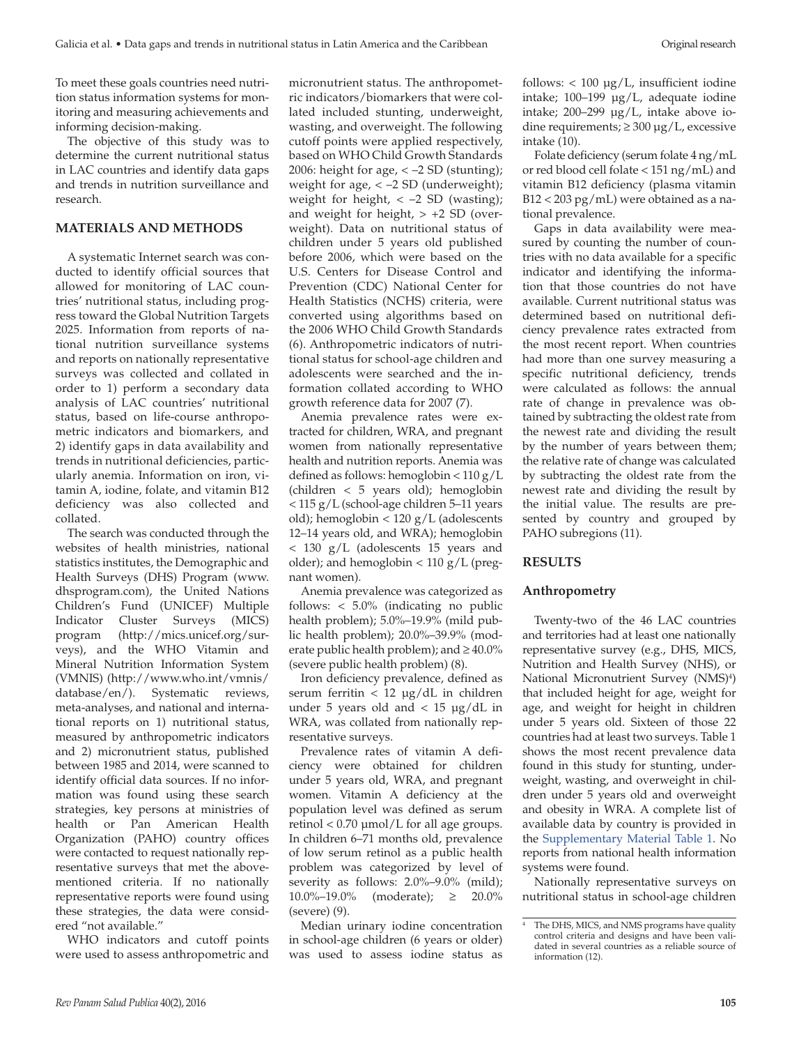To meet these goals countries need nutrition status information systems for monitoring and measuring achievements and informing decision-making.

The objective of this study was to determine the current nutritional status in LAC countries and identify data gaps and trends in nutrition surveillance and research.

## MATERIALS AND METHODS

A systematic Internet search was conducted to identify official sources that allowed for monitoring of LAC countries' nutritional status, including progress toward the Global Nutrition Targets 2025. Information from reports of national nutrition surveillance systems and reports on nationally representative surveys was collected and collated in order to 1) perform a secondary data analysis of LAC countries' nutritional status, based on life-course anthropometric indicators and biomarkers, and 2) identify gaps in data availability and trends in nutritional deficiencies, particularly anemia. Information on iron, vitamin A, iodine, folate, and vitamin B12 deficiency was also collected and collated.

The search was conducted through the websites of health ministries, national statistics institutes, the Demographic and Health Surveys (DHS) Program (www.dhsprogram.com), the United Nations Children's Fund (UNICEF) Multiple Indicator Cluster Surveys (MICS) program (http://mics.unicef.org/surveys), and the WHO Vitamin and Mineral Nutrition Information System (VMNIS) (http://www.who.int/vmnis/database/en/). Systematic reviews, meta-analyses, and national and international reports on 1) nutritional status, measured by anthropometric indicators and 2) micronutrient status, published between 1985 and 2014, were scanned to identify official data sources. If no information was found using these search strategies, key persons at ministries of health or Pan American Health Organization (PAHO) country offices were contacted to request nationally representative surveys that met the above-mentioned criteria. If no nationally representative reports were found using these strategies, the data were considered "not available."

WHO indicators and cutoff points were used to assess anthropometric and micronutrient status. The anthropometric indicators/biomarkers that were collated included stunting, underweight, wasting, and overweight. The following cutoff points were applied respectively, based on WHO Child Growth Standards 2006: height for age, < –2 SD (stunting); weight for age, < –2 SD (underweight); weight for height, < –2 SD (wasting); and weight for height, > +2 SD (overweight). Data on nutritional status of children under 5 years old published before 2006, which were based on the U.S. Centers for Disease Control and Prevention (CDC) National Center for Health Statistics (NCHS) criteria, were converted using algorithms based on the 2006 WHO Child Growth Standards (6). Anthropometric indicators of nutritional status for school-age children and adolescents were searched and the information collated according to WHO growth reference data for 2007 (7).

Anemia prevalence rates were extracted for children, WRA, and pregnant women from nationally representative health and nutrition reports. Anemia was defined as follows: hemoglobin < 110 g/L (children < 5 years old); hemoglobin < 115 g/L (school-age children 5–11 years old); hemoglobin < 120 g/L (adolescents 12–14 years old, and WRA); hemoglobin < 130 g/L (adolescents 15 years and older); and hemoglobin < 110 g/L (pregnant women).

Anemia prevalence was categorized as follows: < 5.0% (indicating no public health problem); 5.0%–19.9% (mild public health problem); 20.0%–39.9% (moderate public health problem); and ≥ 40.0% (severe public health problem) (8).

Iron deficiency prevalence, defined as serum ferritin < 12 μg/dL in children under 5 years old and < 15 μg/dL in WRA, was collated from nationally representative surveys.

Prevalence rates of vitamin A deficiency were obtained for children under 5 years old, WRA, and pregnant women. Vitamin A deficiency at the population level was defined as serum retinol < 0.70 μmol/L for all age groups. In children 6–71 months old, prevalence of low serum retinol as a public health problem was categorized by level of severity as follows: 2.0%–9.0% (mild); 10.0%–19.0% (moderate); ≥ 20.0% (severe) (9).

Median urinary iodine concentration in school-age children (6 years or older) was used to assess iodine status as follows: < 100 μg/L, insufficient iodine intake; 100–199 μg/L, adequate iodine intake; 200–299 μg/L, intake above iodine requirements; ≥ 300 μg/L, excessive intake (10).

Folate deficiency (serum folate 4 ng/mL or red blood cell folate < 151 ng/mL) and vitamin B12 deficiency (plasma vitamin B12 < 203 pg/mL) were obtained as a national prevalence.

Gaps in data availability were measured by counting the number of countries with no data available for a specific indicator and identifying the information that those countries do not have available. Current nutritional status was determined based on nutritional deficiency prevalence rates extracted from the most recent report. When countries had more than one survey measuring a specific nutritional deficiency, trends were calculated as follows: the annual rate of change in prevalence was obtained by subtracting the oldest rate from the newest rate and dividing the result by the number of years between them; the relative rate of change was calculated by subtracting the oldest rate from the newest rate and dividing the result by the initial value. The results are presented by country and grouped by PAHO subregions (11).

## RESULTS

### Anthropometry

Twenty-two of the 46 LAC countries and territories had at least one nationally representative survey (e.g., DHS, MICS, Nutrition and Health Survey (NHS), or National Micronutrient Survey (NMS)[4]) that included height for age, weight for age, and weight for height in children under 5 years old. Sixteen of those 22 countries had at least two surveys. Table 1 shows the most recent prevalence data found in this study for stunting, underweight, wasting, and overweight in children under 5 years old and overweight and obesity in WRA. A complete list of available data by country is provided in the Supplementary Material Table 1. No reports from national health information systems were found.

Nationally representative surveys on nutritional status in school-age children

[4] The DHS, MICS, and NMS programs have quality control criteria and designs and have been validated in several countries as a reliable source of information (12).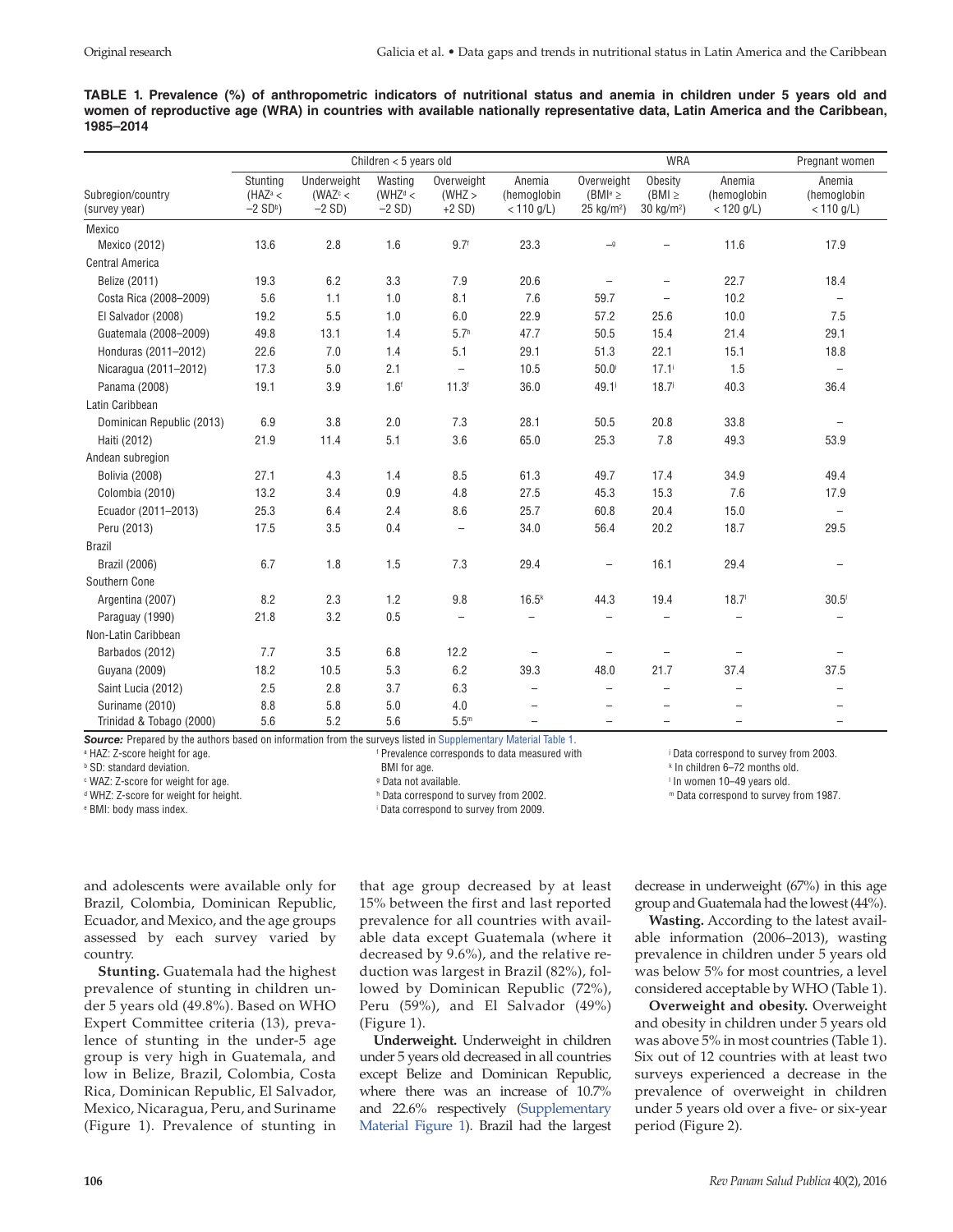**TABLE 1. Prevalence (%) of anthropometric indicators of nutritional status and anemia in children under 5 years old and women of reproductive age (WRA) in countries with available nationally representative data, Latin America and the Caribbean, 1985–2014**

| | Children < 5 years old | | | | | WRA | | | Pregnant women |
|---|---|---|---|---|---|---|---|---|---|
| Subregion/country (survey year) | Stunting (HAZ[a] < −2 SD[b]) | Underweight (WAZ[c] < −2 SD) | Wasting (WHZ[d] < −2 SD) | Overweight (WHZ > +2 SD) | Anemia (hemoglobin < 110 g/L) | Overweight (BMI[e] ≥ 25 kg/m²) | Obesity (BMI ≥ 30 kg/m²) | Anemia (hemoglobin < 120 g/L) | Anemia (hemoglobin < 110 g/L) |
| Mexico | | | | | | | | | |
| Mexico (2012) | 13.6 | 2.8 | 1.6 | 9.7[f] | 23.3 | –[g] | – | 11.6 | 17.9 |
| Central America | | | | | | | | | |
| Belize (2011) | 19.3 | 6.2 | 3.3 | 7.9 | 20.6 | – | – | 22.7 | 18.4 |
| Costa Rica (2008–2009) | 5.6 | 1.1 | 1.0 | 8.1 | 7.6 | 59.7 | – | 10.2 | – |
| El Salvador (2008) | 19.2 | 5.5 | 1.0 | 6.0 | 22.9 | 57.2 | 25.6 | 10.0 | 7.5 |
| Guatemala (2008–2009) | 49.8 | 13.1 | 1.4 | 5.7[h] | 47.7 | 50.5 | 15.4 | 21.4 | 29.1 |
| Honduras (2011–2012) | 22.6 | 7.0 | 1.4 | 5.1 | 29.1 | 51.3 | 22.1 | 15.1 | 18.8 |
| Nicaragua (2011–2012) | 17.3 | 5.0 | 2.1 | – | 10.5 | 50.0[i] | 17.1[i] | 1.5 | – |
| Panama (2008) | 19.1 | 3.9 | 1.6[f] | 11.3[f] | 36.0 | 49.1[j] | 18.7[j] | 40.3 | 36.4 |
| Latin Caribbean | | | | | | | | | |
| Dominican Republic (2013) | 6.9 | 3.8 | 2.0 | 7.3 | 28.1 | 50.5 | 20.8 | 33.8 | – |
| Haiti (2012) | 21.9 | 11.4 | 5.1 | 3.6 | 65.0 | 25.3 | 7.8 | 49.3 | 53.9 |
| Andean subregion | | | | | | | | | |
| Bolivia (2008) | 27.1 | 4.3 | 1.4 | 8.5 | 61.3 | 49.7 | 17.4 | 34.9 | 49.4 |
| Colombia (2010) | 13.2 | 3.4 | 0.9 | 4.8 | 27.5 | 45.3 | 15.3 | 7.6 | 17.9 |
| Ecuador (2011–2013) | 25.3 | 6.4 | 2.4 | 8.6 | 25.7 | 60.8 | 20.4 | 15.0 | – |
| Peru (2013) | 17.5 | 3.5 | 0.4 | – | 34.0 | 56.4 | 20.2 | 18.7 | 29.5 |
| Brazil | | | | | | | | | |
| Brazil (2006) | 6.7 | 1.8 | 1.5 | 7.3 | 29.4 | – | 16.1 | 29.4 | – |
| Southern Cone | | | | | | | | | |
| Argentina (2007) | 8.2 | 2.3 | 1.2 | 9.8 | 16.5[k] | 44.3 | 19.4 | 18.7[l] | 30.5[l] |
| Paraguay (1990) | 21.8 | 3.2 | 0.5 | – | – | – | – | – | – |
| Non-Latin Caribbean | | | | | | | | | |
| Barbados (2012) | 7.7 | 3.5 | 6.8 | 12.2 | – | – | – | – | – |
| Guyana (2009) | 18.2 | 10.5 | 5.3 | 6.2 | 39.3 | 48.0 | 21.7 | 37.4 | 37.5 |
| Saint Lucia (2012) | 2.5 | 2.8 | 3.7 | 6.3 | – | – | – | – | – |
| Suriname (2010) | 8.8 | 5.8 | 5.0 | 4.0 | – | – | – | – | – |
| Trinidad & Tobago (2000) | 5.6 | 5.2 | 5.6 | 5.5[m] | – | – | – | – | – |

***Source:*** Prepared by the authors based on information from the surveys listed in Supplementary Material Table 1.

[a] HAZ: Z-score height for age.
[b] SD: standard deviation.
[c] WAZ: Z-score for weight for age.
[d] WHZ: Z-score for weight for height.
[e] BMI: body mass index.
[f] Prevalence corresponds to data measured with BMI for age.
[g] Data not available.
[h] Data correspond to survey from 2002.
[i] Data correspond to survey from 2009.
[j] Data correspond to survey from 2003.
[k] In children 6–72 months old.
[l] In women 10–49 years old.
[m] Data correspond to survey from 1987.

and adolescents were available only for Brazil, Colombia, Dominican Republic, Ecuador, and Mexico, and the age groups assessed by each survey varied by country.

**Stunting.** Guatemala had the highest prevalence of stunting in children under 5 years old (49.8%). Based on WHO Expert Committee criteria (13), prevalence of stunting in the under-5 age group is very high in Guatemala, and low in Belize, Brazil, Colombia, Costa Rica, Dominican Republic, El Salvador, Mexico, Nicaragua, Peru, and Suriname (Figure 1). Prevalence of stunting in that age group decreased by at least 15% between the first and last reported prevalence for all countries with available data except Guatemala (where it decreased by 9.6%), and the relative reduction was largest in Brazil (82%), followed by Dominican Republic (72%), Peru (59%), and El Salvador (49%) (Figure 1).

**Underweight.** Underweight in children under 5 years old decreased in all countries except Belize and Dominican Republic, where there was an increase of 10.7% and 22.6% respectively (Supplementary Material Figure 1). Brazil had the largest decrease in underweight (67%) in this age group and Guatemala had the lowest (44%).

**Wasting.** According to the latest available information (2006–2013), wasting prevalence in children under 5 years old was below 5% for most countries, a level considered acceptable by WHO (Table 1).

**Overweight and obesity.** Overweight and obesity in children under 5 years old was above 5% in most countries (Table 1). Six out of 12 countries with at least two surveys experienced a decrease in the prevalence of overweight in children under 5 years old over a five- or six-year period (Figure 2).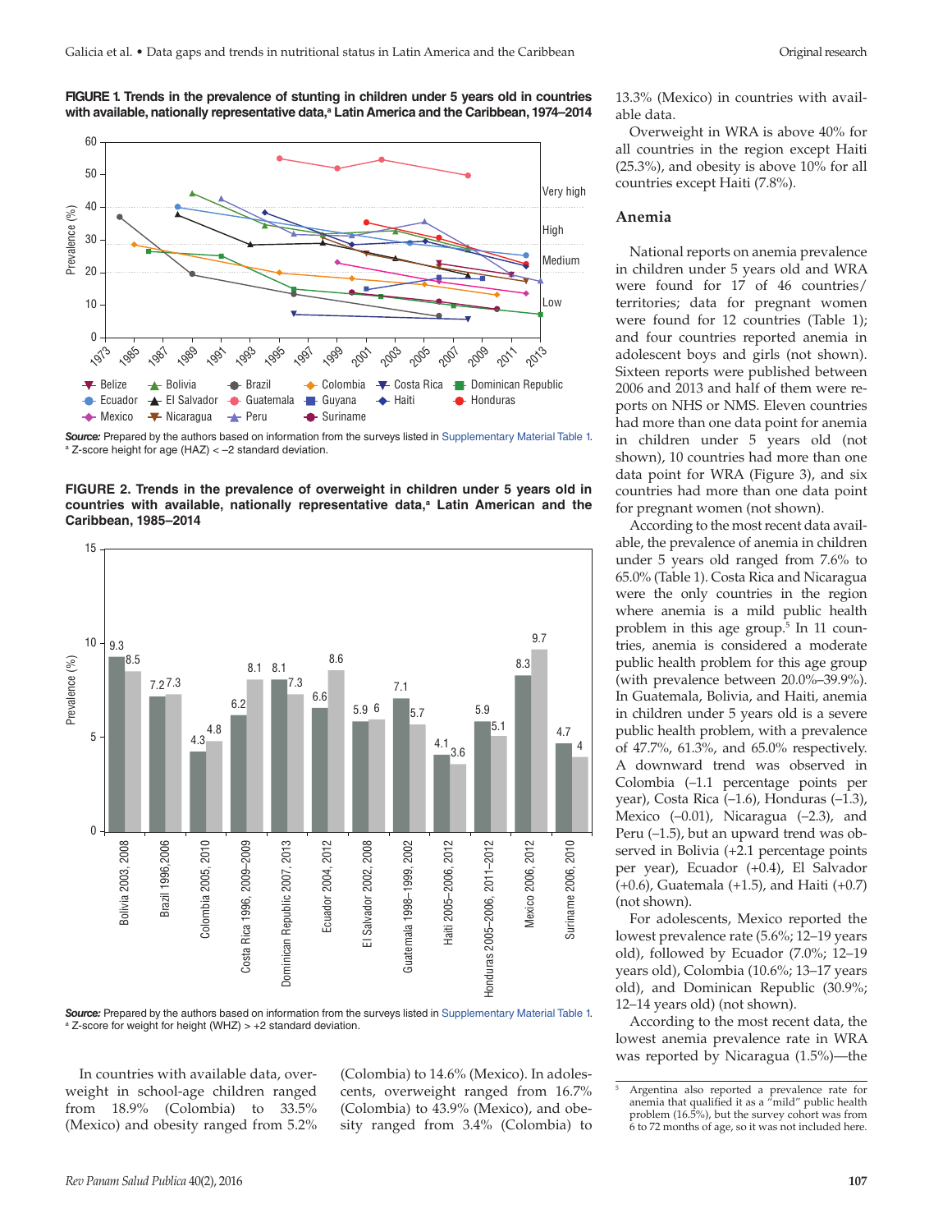**FIGURE 1. Trends in the prevalence of stunting in children under 5 years old in countries with available, nationally representative data,[a] Latin America and the Caribbean, 1974–2014**

***Source:*** Prepared by the authors based on information from the surveys listed in Supplementary Material Table 1.
[a] Z-score height for age (HAZ) < –2 standard deviation.

**FIGURE 2. Trends in the prevalence of overweight in children under 5 years old in countries with available, nationally representative data,[a] Latin American and the Caribbean, 1985–2014**

***Source:*** Prepared by the authors based on information from the surveys listed in Supplementary Material Table 1.
[a] Z-score for weight for height (WHZ) > +2 standard deviation.

In countries with available data, overweight in school-age children ranged from 18.9% (Colombia) to 33.5% (Mexico) and obesity ranged from 5.2% (Colombia) to 14.6% (Mexico). In adolescents, overweight ranged from 16.7% (Colombia) to 43.9% (Mexico), and obesity ranged from 3.4% (Colombia) to 13.3% (Mexico) in countries with available data.

Overweight in WRA is above 40% for all countries in the region except Haiti (25.3%), and obesity is above 10% for all countries except Haiti (7.8%).

## Anemia

National reports on anemia prevalence in children under 5 years old and WRA were found for 17 of 46 countries/territories; data for pregnant women were found for 12 countries (Table 1); and four countries reported anemia in adolescent boys and girls (not shown). Sixteen reports were published between 2006 and 2013 and half of them were reports on NHS or NMS. Eleven countries had more than one data point for anemia in children under 5 years old (not shown), 10 countries had more than one data point for WRA (Figure 3), and six countries had more than one data point for pregnant women (not shown).

According to the most recent data available, the prevalence of anemia in children under 5 years old ranged from 7.6% to 65.0% (Table 1). Costa Rica and Nicaragua were the only countries in the region where anemia is a mild public health problem in this age group.[5] In 11 countries, anemia is considered a moderate public health problem for this age group (with prevalence between 20.0%–39.9%). In Guatemala, Bolivia, and Haiti, anemia in children under 5 years old is a severe public health problem, with a prevalence of 47.7%, 61.3%, and 65.0% respectively. A downward trend was observed in Colombia (–1.1 percentage points per year), Costa Rica (–1.6), Honduras (–1.3), Mexico (–0.01), Nicaragua (–2.3), and Peru (–1.5), but an upward trend was observed in Bolivia (+2.1 percentage points per year), Ecuador (+0.4), El Salvador (+0.6), Guatemala (+1.5), and Haiti (+0.7) (not shown).

For adolescents, Mexico reported the lowest prevalence rate (5.6%; 12–19 years old), followed by Ecuador (7.0%; 12–19 years old), Colombia (10.6%; 13–17 years old), and Dominican Republic (30.9%; 12–14 years old) (not shown).

According to the most recent data, the lowest anemia prevalence rate in WRA was reported by Nicaragua (1.5%)—the

[5] Argentina also reported a prevalence rate for anemia that qualified it as a "mild" public health problem (16.5%), but the survey cohort was from 6 to 72 months of age, so it was not included here.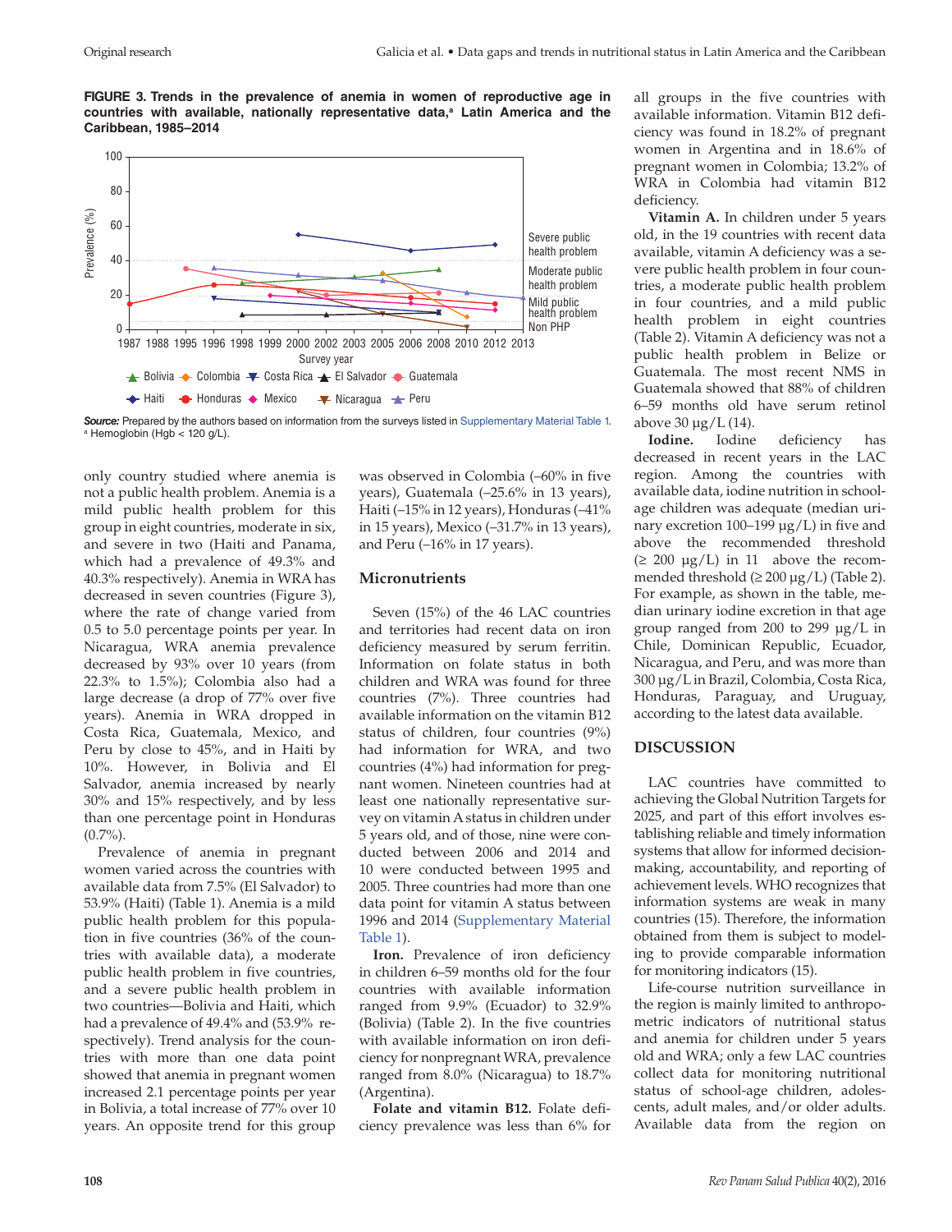**FIGURE 3. Trends in the prevalence of anemia in women of reproductive age in countries with available, nationally representative data,[a] Latin America and the Caribbean, 1985–2014**

***Source:*** Prepared by the authors based on information from the surveys listed in Supplementary Material Table 1.
[a] Hemoglobin (Hgb < 120 g/L).

only country studied where anemia is not a public health problem. Anemia is a mild public health problem for this group in eight countries, moderate in six, and severe in two (Haiti and Panama, which had a prevalence of 49.3% and 40.3% respectively). Anemia in WRA has decreased in seven countries (Figure 3), where the rate of change varied from 0.5 to 5.0 percentage points per year. In Nicaragua, WRA anemia prevalence decreased by 93% over 10 years (from 22.3% to 1.5%); Colombia also had a large decrease (a drop of 77% over five years). Anemia in WRA dropped in Costa Rica, Guatemala, Mexico, and Peru by close to 45%, and in Haiti by 10%. However, in Bolivia and El Salvador, anemia increased by nearly 30% and 15% respectively, and by less than one percentage point in Honduras (0.7%).

Prevalence of anemia in pregnant women varied across the countries with available data from 7.5% (El Salvador) to 53.9% (Haiti) (Table 1). Anemia is a mild public health problem for this population in five countries (36% of the countries with available data), a moderate public health problem in five countries, and a severe public health problem in two countries—Bolivia and Haiti, which had a prevalence of 49.4% and (53.9% respectively). Trend analysis for the countries with more than one data point showed that anemia in pregnant women increased 2.1 percentage points per year in Bolivia, a total increase of 77% over 10 years. An opposite trend for this group was observed in Colombia (–60% in five years), Guatemala (–25.6% in 13 years), Haiti (–15% in 12 years), Honduras (–41% in 15 years), Mexico (–31.7% in 13 years), and Peru (–16% in 17 years).

## Micronutrients

Seven (15%) of the 46 LAC countries and territories had recent data on iron deficiency measured by serum ferritin. Information on folate status in both children and WRA was found for three countries (7%). Three countries had available information on the vitamin B12 status of children, four countries (9%) had information for WRA, and two countries (4%) had information for pregnant women. Nineteen countries had at least one nationally representative survey on vitamin A status in children under 5 years old, and of those, nine were conducted between 2006 and 2014 and 10 were conducted between 1995 and 2005. Three countries had more than one data point for vitamin A status between 1996 and 2014 (Supplementary Material Table 1).

**Iron.** Prevalence of iron deficiency in children 6–59 months old for the four countries with available information ranged from 9.9% (Ecuador) to 32.9% (Bolivia) (Table 2). In the five countries with available information on iron deficiency for nonpregnant WRA, prevalence ranged from 8.0% (Nicaragua) to 18.7% (Argentina).

**Folate and vitamin B12.** Folate deficiency prevalence was less than 6% for all groups in the five countries with available information. Vitamin B12 deficiency was found in 18.2% of pregnant women in Argentina and in 18.6% of pregnant women in Colombia; 13.2% of WRA in Colombia had vitamin B12 deficiency.

**Vitamin A.** In children under 5 years old, in the 19 countries with recent data available, vitamin A deficiency was a severe public health problem in four countries, a moderate public health problem in four countries, and a mild public health problem in eight countries (Table 2). Vitamin A deficiency was not a public health problem in Belize or Guatemala. The most recent NMS in Guatemala showed that 88% of children 6–59 months old have serum retinol above 30 μg/L (14).

**Iodine.** Iodine deficiency has decreased in recent years in the LAC region. Among the countries with available data, iodine nutrition in school-age children was adequate (median urinary excretion 100–199 μg/L) in five and above the recommended threshold (≥ 200 μg/L) in 11 above the recommended threshold (≥ 200 μg/L) (Table 2). For example, as shown in the table, median urinary iodine excretion in that age group ranged from 200 to 299 μg/L in Chile, Dominican Republic, Ecuador, Nicaragua, and Peru, and was more than 300 μg/L in Brazil, Colombia, Costa Rica, Honduras, Paraguay, and Uruguay, according to the latest data available.

## DISCUSSION

LAC countries have committed to achieving the Global Nutrition Targets for 2025, and part of this effort involves establishing reliable and timely information systems that allow for informed decision-making, accountability, and reporting of achievement levels. WHO recognizes that information systems are weak in many countries (15). Therefore, the information obtained from them is subject to modeling to provide comparable information for monitoring indicators (15).

Life-course nutrition surveillance in the region is mainly limited to anthropometric indicators of nutritional status and anemia for children under 5 years old and WRA; only a few LAC countries collect data for monitoring nutritional status of school-age children, adolescents, adult males, and/or older adults. Available data from the region on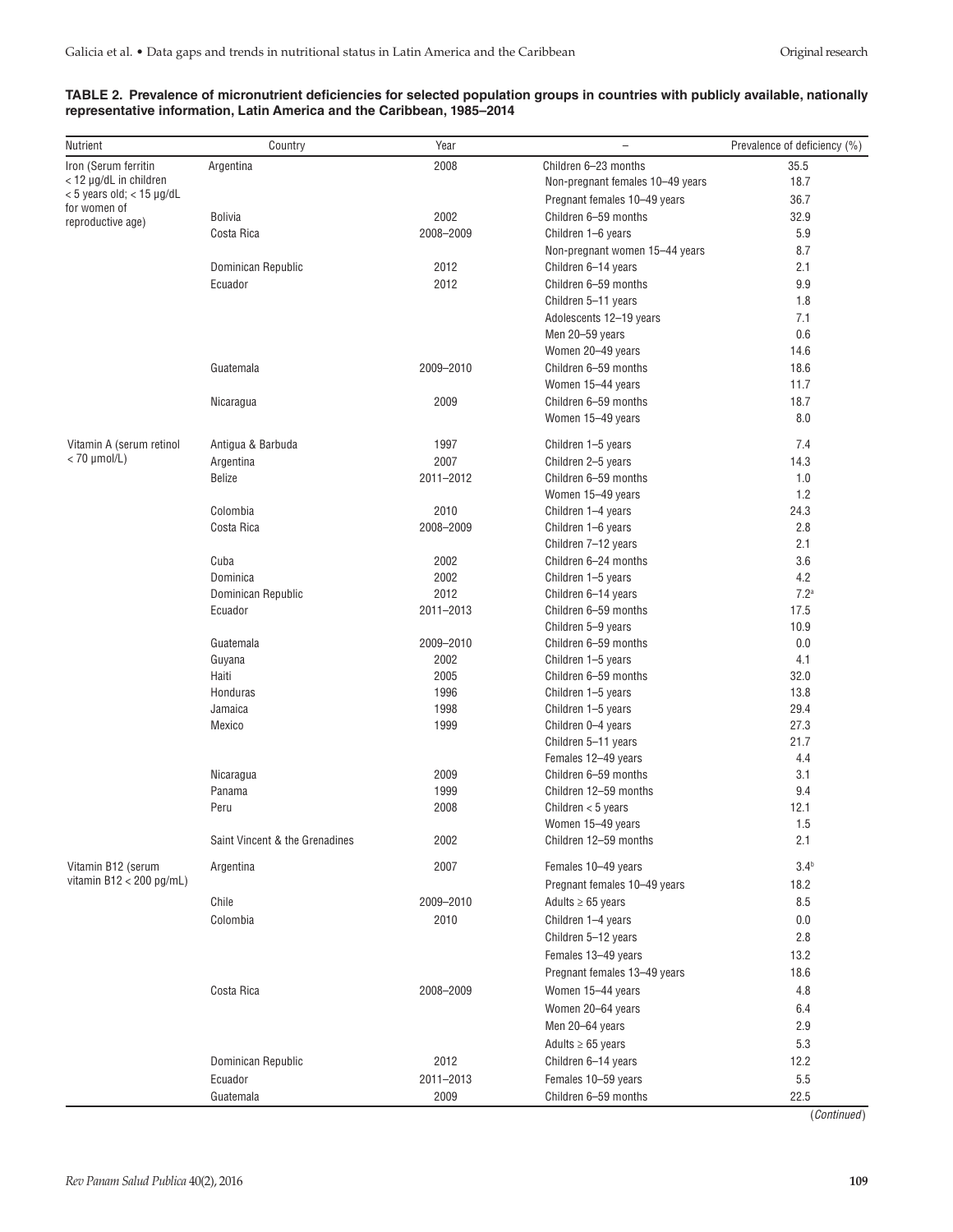**TABLE 2. Prevalence of micronutrient deficiencies for selected population groups in countries with publicly available, nationally representative information, Latin America and the Caribbean, 1985–2014**

| Nutrient | Country | Year | – | Prevalence of deficiency (%) |
|---|---|---|---|---|
| Iron (Serum ferritin < 12 µg/dL in children < 5 years old; < 15 µg/dL for women of reproductive age) | Argentina | 2008 | Children 6–23 months | 35.5 |
| | | | Non-pregnant females 10–49 years | 18.7 |
| | | | Pregnant females 10–49 years | 36.7 |
| | Bolivia | 2002 | Children 6–59 months | 32.9 |
| | Costa Rica | 2008–2009 | Children 1–6 years | 5.9 |
| | | | Non-pregnant women 15–44 years | 8.7 |
| | Dominican Republic | 2012 | Children 6–14 years | 2.1 |
| | Ecuador | 2012 | Children 6–59 months | 9.9 |
| | | | Children 5–11 years | 1.8 |
| | | | Adolescents 12–19 years | 7.1 |
| | | | Men 20–59 years | 0.6 |
| | | | Women 20–49 years | 14.6 |
| | Guatemala | 2009–2010 | Children 6–59 months | 18.6 |
| | | | Women 15–44 years | 11.7 |
| | Nicaragua | 2009 | Children 6–59 months | 18.7 |
| | | | Women 15–49 years | 8.0 |
| Vitamin A (serum retinol < 70 µmol/L) | Antigua & Barbuda | 1997 | Children 1–5 years | 7.4 |
| | Argentina | 2007 | Children 2–5 years | 14.3 |
| | Belize | 2011–2012 | Children 6–59 months | 1.0 |
| | | | Women 15–49 years | 1.2 |
| | Colombia | 2010 | Children 1–4 years | 24.3 |
| | Costa Rica | 2008–2009 | Children 1–6 years | 2.8 |
| | | | Children 7–12 years | 2.1 |
| | Cuba | 2002 | Children 6–24 months | 3.6 |
| | Dominica | 2002 | Children 1–5 years | 4.2 |
| | Dominican Republic | 2012 | Children 6–14 years | 7.2[a] |
| | Ecuador | 2011–2013 | Children 6–59 months | 17.5 |
| | | | Children 5–9 years | 10.9 |
| | Guatemala | 2009–2010 | Children 6–59 months | 0.0 |
| | Guyana | 2002 | Children 1–5 years | 4.1 |
| | Haiti | 2005 | Children 6–59 months | 32.0 |
| | Honduras | 1996 | Children 1–5 years | 13.8 |
| | Jamaica | 1998 | Children 1–5 years | 29.4 |
| | Mexico | 1999 | Children 0–4 years | 27.3 |
| | | | Children 5–11 years | 21.7 |
| | | | Females 12–49 years | 4.4 |
| | Nicaragua | 2009 | Children 6–59 months | 3.1 |
| | Panama | 1999 | Children 12–59 months | 9.4 |
| | Peru | 2008 | Children < 5 years | 12.1 |
| | | | Women 15–49 years | 1.5 |
| | Saint Vincent & the Grenadines | 2002 | Children 12–59 months | 2.1 |
| Vitamin B12 (serum vitamin B12 < 200 pg/mL) | Argentina | 2007 | Females 10–49 years | 3.4[b] |
| | | | Pregnant females 10–49 years | 18.2 |
| | Chile | 2009–2010 | Adults ≥ 65 years | 8.5 |
| | Colombia | 2010 | Children 1–4 years | 0.0 |
| | | | Children 5–12 years | 2.8 |
| | | | Females 13–49 years | 13.2 |
| | | | Pregnant females 13–49 years | 18.6 |
| | Costa Rica | 2008–2009 | Women 15–44 years | 4.8 |
| | | | Women 20–64 years | 6.4 |
| | | | Men 20–64 years | 2.9 |
| | | | Adults ≥ 65 years | 5.3 |
| | Dominican Republic | 2012 | Children 6–14 years | 12.2 |
| | Ecuador | 2011–2013 | Females 10–59 years | 5.5 |
| | Guatemala | 2009 | Children 6–59 months | 22.5 |

(*Continued*)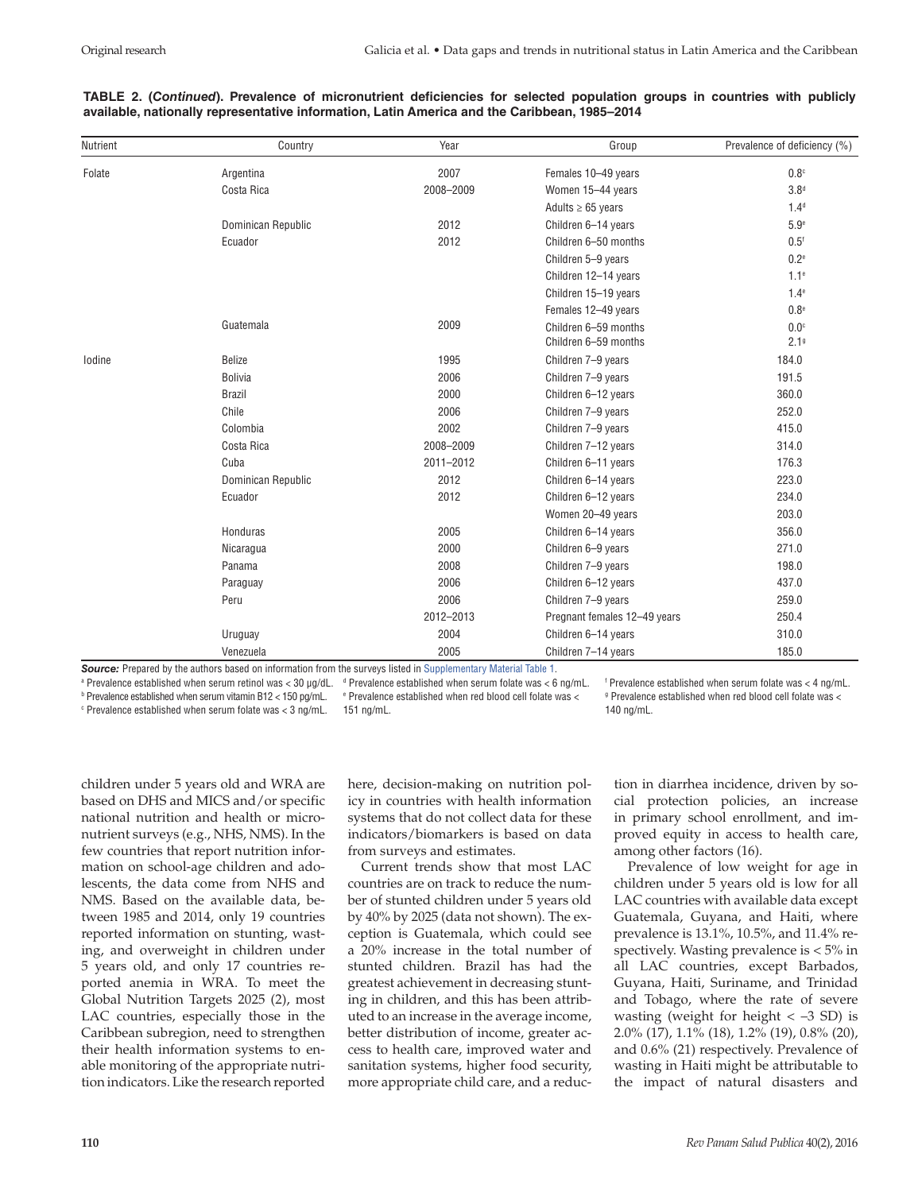**TABLE 2. (*Continued*). Prevalence of micronutrient deficiencies for selected population groups in countries with publicly available, nationally representative information, Latin America and the Caribbean, 1985–2014**

| Nutrient | Country | Year | Group | Prevalence of deficiency (%) |
|---|---|---|---|---|
| Folate | Argentina | 2007 | Females 10–49 years | 0.8[c] |
| | Costa Rica | 2008–2009 | Women 15–44 years | 3.8[d] |
| | | | Adults ≥ 65 years | 1.4[d] |
| | Dominican Republic | 2012 | Children 6–14 years | 5.9[e] |
| | Ecuador | 2012 | Children 6–50 months | 0.5[f] |
| | | | Children 5–9 years | 0.2[e] |
| | | | Children 12–14 years | 1.1[e] |
| | | | Children 15–19 years | 1.4[e] |
| | | | Females 12–49 years | 0.8[e] |
| | Guatemala | 2009 | Children 6–59 months | 0.0[c] |
| | | | Children 6–59 months | 2.1[g] |
| Iodine | Belize | 1995 | Children 7–9 years | 184.0 |
| | Bolivia | 2006 | Children 7–9 years | 191.5 |
| | Brazil | 2000 | Children 6–12 years | 360.0 |
| | Chile | 2006 | Children 7–9 years | 252.0 |
| | Colombia | 2002 | Children 7–9 years | 415.0 |
| | Costa Rica | 2008–2009 | Children 7–12 years | 314.0 |
| | Cuba | 2011–2012 | Children 6–11 years | 176.3 |
| | Dominican Republic | 2012 | Children 6–14 years | 223.0 |
| | Ecuador | 2012 | Children 6–12 years | 234.0 |
| | | | Women 20–49 years | 203.0 |
| | Honduras | 2005 | Children 6–14 years | 356.0 |
| | Nicaragua | 2000 | Children 6–9 years | 271.0 |
| | Panama | 2008 | Children 7–9 years | 198.0 |
| | Paraguay | 2006 | Children 6–12 years | 437.0 |
| | Peru | 2006 | Children 7–9 years | 259.0 |
| | | 2012–2013 | Pregnant females 12–49 years | 250.4 |
| | Uruguay | 2004 | Children 6–14 years | 310.0 |
| | Venezuela | 2005 | Children 7–14 years | 185.0 |

***Source:*** Prepared by the authors based on information from the surveys listed in Supplementary Material Table 1.

[a] Prevalence established when serum retinol was < 30 µg/dL.
[b] Prevalence established when serum vitamin B12 < 150 pg/mL.
[c] Prevalence established when serum folate was < 3 ng/mL.
[d] Prevalence established when serum folate was < 6 ng/mL.
[e] Prevalence established when red blood cell folate was < 151 ng/mL.
[f] Prevalence established when serum folate was < 4 ng/mL.
[g] Prevalence established when red blood cell folate was < 140 ng/mL.

children under 5 years old and WRA are based on DHS and MICS and/or specific national nutrition and health or micronutrient surveys (e.g., NHS, NMS). In the few countries that report nutrition information on school-age children and adolescents, the data come from NHS and NMS. Based on the available data, between 1985 and 2014, only 19 countries reported information on stunting, wasting, and overweight in children under 5 years old, and only 17 countries reported anemia in WRA. To meet the Global Nutrition Targets 2025 (2), most LAC countries, especially those in the Caribbean subregion, need to strengthen their health information systems to enable monitoring of the appropriate nutrition indicators. Like the research reported here, decision-making on nutrition policy in countries with health information systems that do not collect data for these indicators/biomarkers is based on data from surveys and estimates.

Current trends show that most LAC countries are on track to reduce the number of stunted children under 5 years old by 40% by 2025 (data not shown). The exception is Guatemala, which could see a 20% increase in the total number of stunted children. Brazil has had the greatest achievement in decreasing stunting in children, and this has been attributed to an increase in the average income, better distribution of income, greater access to health care, improved water and sanitation systems, higher food security, more appropriate child care, and a reduction in diarrhea incidence, driven by social protection policies, an increase in primary school enrollment, and improved equity in access to health care, among other factors (16).

Prevalence of low weight for age in children under 5 years old is low for all LAC countries with available data except Guatemala, Guyana, and Haiti, where prevalence is 13.1%, 10.5%, and 11.4% respectively. Wasting prevalence is < 5% in all LAC countries, except Barbados, Guyana, Haiti, Suriname, and Trinidad and Tobago, where the rate of severe wasting (weight for height < –3 SD) is 2.0% (17), 1.1% (18), 1.2% (19), 0.8% (20), and 0.6% (21) respectively. Prevalence of wasting in Haiti might be attributable to the impact of natural disasters and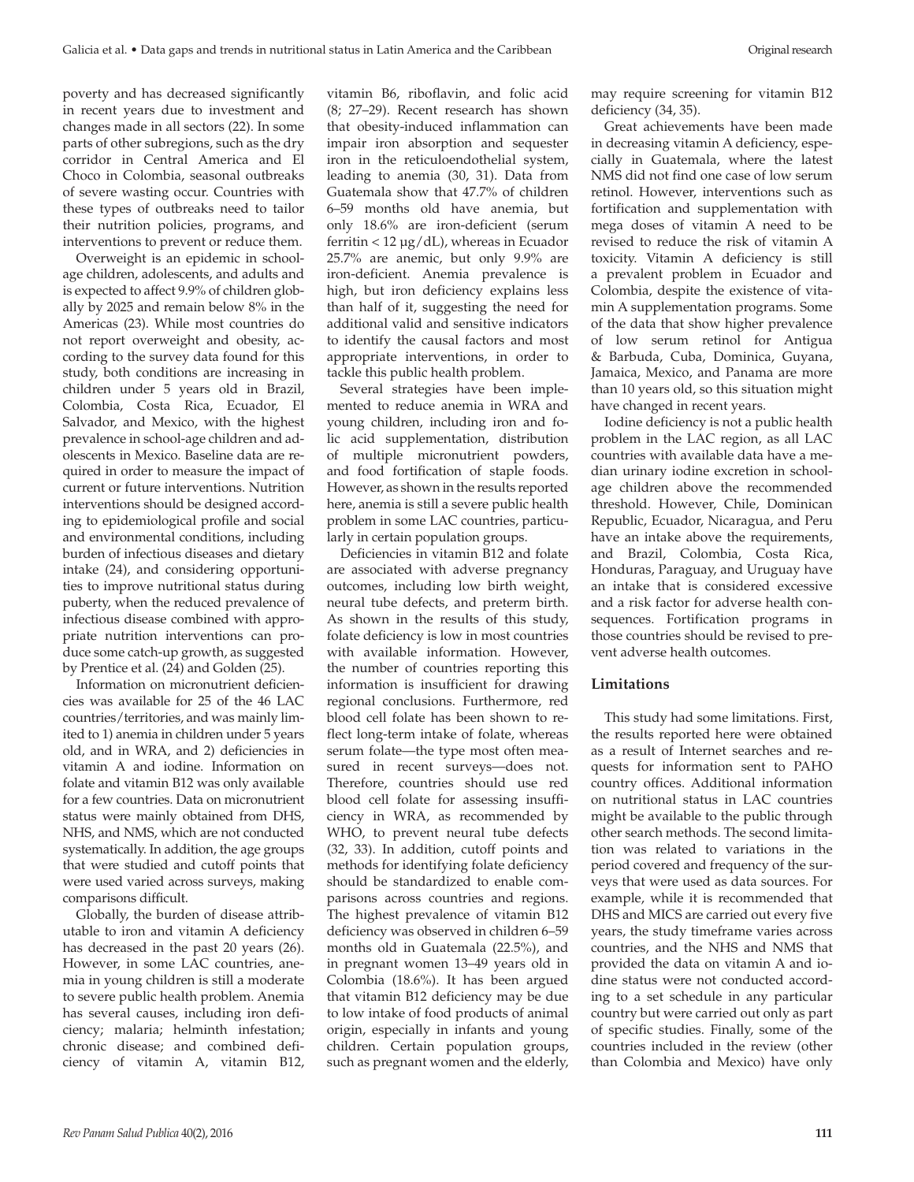poverty and has decreased significantly in recent years due to investment and changes made in all sectors (22). In some parts of other subregions, such as the dry corridor in Central America and El Choco in Colombia, seasonal outbreaks of severe wasting occur. Countries with these types of outbreaks need to tailor their nutrition policies, programs, and interventions to prevent or reduce them.

Overweight is an epidemic in school-age children, adolescents, and adults and is expected to affect 9.9% of children globally by 2025 and remain below 8% in the Americas (23). While most countries do not report overweight and obesity, according to the survey data found for this study, both conditions are increasing in children under 5 years old in Brazil, Colombia, Costa Rica, Ecuador, El Salvador, and Mexico, with the highest prevalence in school-age children and adolescents in Mexico. Baseline data are required in order to measure the impact of current or future interventions. Nutrition interventions should be designed according to epidemiological profile and social and environmental conditions, including burden of infectious diseases and dietary intake (24), and considering opportunities to improve nutritional status during puberty, when the reduced prevalence of infectious disease combined with appropriate nutrition interventions can produce some catch-up growth, as suggested by Prentice et al. (24) and Golden (25).

Information on micronutrient deficiencies was available for 25 of the 46 LAC countries/territories, and was mainly limited to 1) anemia in children under 5 years old, and in WRA, and 2) deficiencies in vitamin A and iodine. Information on folate and vitamin B12 was only available for a few countries. Data on micronutrient status were mainly obtained from DHS, NHS, and NMS, which are not conducted systematically. In addition, the age groups that were studied and cutoff points that were used varied across surveys, making comparisons difficult.

Globally, the burden of disease attributable to iron and vitamin A deficiency has decreased in the past 20 years (26). However, in some LAC countries, anemia in young children is still a moderate to severe public health problem. Anemia has several causes, including iron deficiency; malaria; helminth infestation; chronic disease; and combined deficiency of vitamin A, vitamin B12, vitamin B6, riboflavin, and folic acid (8; 27–29). Recent research has shown that obesity-induced inflammation can impair iron absorption and sequester iron in the reticuloendothelial system, leading to anemia (30, 31). Data from Guatemala show that 47.7% of children 6–59 months old have anemia, but only 18.6% are iron-deficient (serum ferritin < 12 μg/dL), whereas in Ecuador 25.7% are anemic, but only 9.9% are iron-deficient. Anemia prevalence is high, but iron deficiency explains less than half of it, suggesting the need for additional valid and sensitive indicators to identify the causal factors and most appropriate interventions, in order to tackle this public health problem.

Several strategies have been implemented to reduce anemia in WRA and young children, including iron and folic acid supplementation, distribution of multiple micronutrient powders, and food fortification of staple foods. However, as shown in the results reported here, anemia is still a severe public health problem in some LAC countries, particularly in certain population groups.

Deficiencies in vitamin B12 and folate are associated with adverse pregnancy outcomes, including low birth weight, neural tube defects, and preterm birth. As shown in the results of this study, folate deficiency is low in most countries with available information. However, the number of countries reporting this information is insufficient for drawing regional conclusions. Furthermore, red blood cell folate has been shown to reflect long-term intake of folate, whereas serum folate—the type most often measured in recent surveys—does not. Therefore, countries should use red blood cell folate for assessing insufficiency in WRA, as recommended by WHO, to prevent neural tube defects (32, 33). In addition, cutoff points and methods for identifying folate deficiency should be standardized to enable comparisons across countries and regions. The highest prevalence of vitamin B12 deficiency was observed in children 6–59 months old in Guatemala (22.5%), and in pregnant women 13–49 years old in Colombia (18.6%). It has been argued that vitamin B12 deficiency may be due to low intake of food products of animal origin, especially in infants and young children. Certain population groups, such as pregnant women and the elderly, may require screening for vitamin B12 deficiency (34, 35).

Great achievements have been made in decreasing vitamin A deficiency, especially in Guatemala, where the latest NMS did not find one case of low serum retinol. However, interventions such as fortification and supplementation with mega doses of vitamin A need to be revised to reduce the risk of vitamin A toxicity. Vitamin A deficiency is still a prevalent problem in Ecuador and Colombia, despite the existence of vitamin A supplementation programs. Some of the data that show higher prevalence of low serum retinol for Antigua & Barbuda, Cuba, Dominica, Guyana, Jamaica, Mexico, and Panama are more than 10 years old, so this situation might have changed in recent years.

Iodine deficiency is not a public health problem in the LAC region, as all LAC countries with available data have a median urinary iodine excretion in school-age children above the recommended threshold. However, Chile, Dominican Republic, Ecuador, Nicaragua, and Peru have an intake above the requirements, and Brazil, Colombia, Costa Rica, Honduras, Paraguay, and Uruguay have an intake that is considered excessive and a risk factor for adverse health consequences. Fortification programs in those countries should be revised to prevent adverse health outcomes.

## Limitations

This study had some limitations. First, the results reported here were obtained as a result of Internet searches and requests for information sent to PAHO country offices. Additional information on nutritional status in LAC countries might be available to the public through other search methods. The second limitation was related to variations in the period covered and frequency of the surveys that were used as data sources. For example, while it is recommended that DHS and MICS are carried out every five years, the study timeframe varies across countries, and the NHS and NMS that provided the data on vitamin A and iodine status were not conducted according to a set schedule in any particular country but were carried out only as part of specific studies. Finally, some of the countries included in the review (other than Colombia and Mexico) have only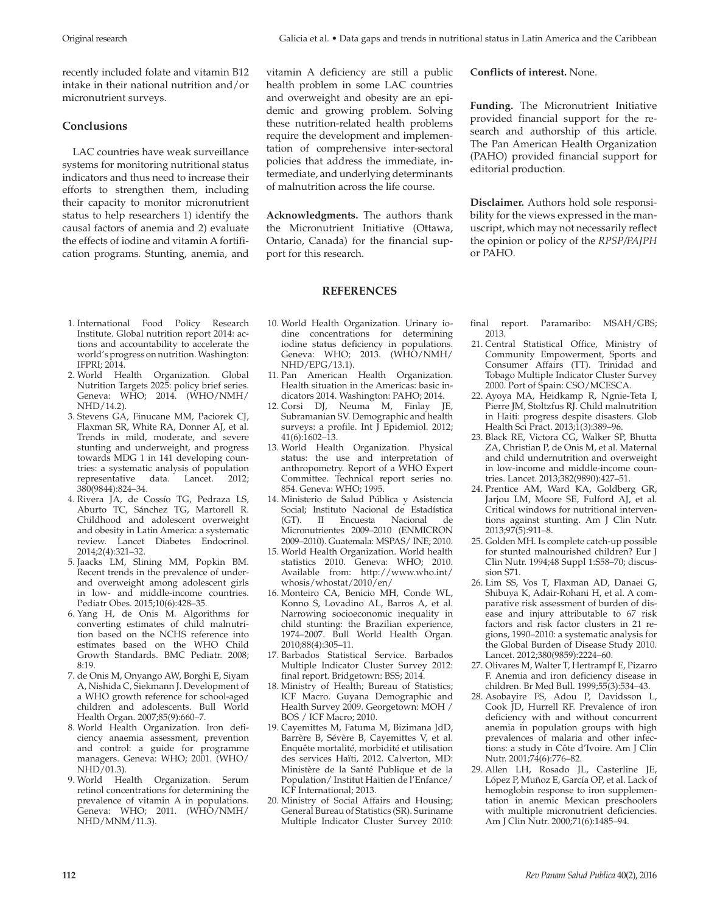recently included folate and vitamin B12 intake in their national nutrition and/or micronutrient surveys.

## Conclusions

LAC countries have weak surveillance systems for monitoring nutritional status indicators and thus need to increase their efforts to strengthen them, including their capacity to monitor micronutrient status to help researchers 1) identify the causal factors of anemia and 2) evaluate the effects of iodine and vitamin A fortification programs. Stunting, anemia, and vitamin A deficiency are still a public health problem in some LAC countries and overweight and obesity are an epidemic and growing problem. Solving these nutrition-related health problems require the development and implementation of comprehensive inter-sectoral policies that address the immediate, intermediate, and underlying determinants of malnutrition across the life course.

**Acknowledgments.** The authors thank the Micronutrient Initiative (Ottawa, Ontario, Canada) for the financial support for this research.

**Conflicts of interest.** None.

**Funding.** The Micronutrient Initiative provided financial support for the research and authorship of this article. The Pan American Health Organization (PAHO) provided financial support for editorial production.

**Disclaimer.** Authors hold sole responsibility for the views expressed in the manuscript, which may not necessarily reflect the opinion or policy of the *RPSP/PAJPH* or PAHO.

## REFERENCES

1. International Food Policy Research Institute. Global nutrition report 2014: actions and accountability to accelerate the world's progress on nutrition. Washington: IFPRI; 2014.
2. World Health Organization. Global Nutrition Targets 2025: policy brief series. Geneva: WHO; 2014. (WHO/NMH/NHD/14.2).
3. Stevens GA, Finucane MM, Paciorek CJ, Flaxman SR, White RA, Donner AJ, et al. Trends in mild, moderate, and severe stunting and underweight, and progress towards MDG 1 in 141 developing countries: a systematic analysis of population representative data. Lancet. 2012; 380(9844):824–34.
4. Rivera JA, de Cossío TG, Pedraza LS, Aburto TC, Sánchez TG, Martorell R. Childhood and adolescent overweight and obesity in Latin America: a systematic review. Lancet Diabetes Endocrinol. 2014;2(4):321–32.
5. Jaacks LM, Slining MM, Popkin BM. Recent trends in the prevalence of under- and overweight among adolescent girls in low- and middle-income countries. Pediatr Obes. 2015;10(6):428–35.
6. Yang H, de Onis M. Algorithms for converting estimates of child malnutrition based on the NCHS reference into estimates based on the WHO Child Growth Standards. BMC Pediatr. 2008; 8:19.
7. de Onis M, Onyango AW, Borghi E, Siyam A, Nishida C, Siekmann J. Development of a WHO growth reference for school-aged children and adolescents. Bull World Health Organ. 2007;85(9):660–7.
8. World Health Organization. Iron deficiency anaemia assessment, prevention and control: a guide for programme managers. Geneva: WHO; 2001. (WHO/NHD/01.3).
9. World Health Organization. Serum retinol concentrations for determining the prevalence of vitamin A in populations. Geneva: WHO; 2011. (WHO/NMH/NHD/MNM/11.3).
10. World Health Organization. Urinary iodine concentrations for determining iodine status deficiency in populations. Geneva: WHO; 2013. (WHO/NMH/NHD/EPG/13.1).
11. Pan American Health Organization. Health situation in the Americas: basic indicators 2014. Washington: PAHO; 2014.
12. Corsi DJ, Neuma M, Finlay JE, Subramanian SV. Demographic and health surveys: a profile. Int J Epidemiol. 2012; 41(6):1602–13.
13. World Health Organization. Physical status: the use and interpretation of anthropometry. Report of a WHO Expert Committee. Technical report series no. 854. Geneva: WHO; 1995.
14. Ministerio de Salud Pública y Asistencia Social; Instituto Nacional de Estadística (GT). II Encuesta Nacional de Micronutrientes 2009–2010 (ENMICRON 2009–2010). Guatemala: MSPAS/ INE; 2010.
15. World Health Organization. World health statistics 2010. Geneva: WHO; 2010. Available from: http://www.who.int/whosis/whostat/2010/en/
16. Monteiro CA, Benicio MH, Conde WL, Konno S, Lovadino AL, Barros A, et al. Narrowing socioeconomic inequality in child stunting: the Brazilian experience, 1974–2007. Bull World Health Organ. 2010;88(4):305–11.
17. Barbados Statistical Service. Barbados Multiple Indicator Cluster Survey 2012: final report. Bridgetown: BSS; 2014.
18. Ministry of Health; Bureau of Statistics; ICF Macro. Guyana Demographic and Health Survey 2009. Georgetown: MOH / BOS / ICF Macro; 2010.
19. Cayemittes M, Fatuma M, Bizimana JdD, Barrère B, Sévère B, Cayemittes V, et al. Enquête mortalité, morbidité et utilisation des services Haïti, 2012. Calverton, MD: Ministère de la Santé Publique et de la Population/ Institut Haïtien de l'Enfance/ ICF International; 2013.
20. Ministry of Social Affairs and Housing; General Bureau of Statistics (SR). Suriname Multiple Indicator Cluster Survey 2010: final report. Paramaribo: MSAH/GBS; 2013.
21. Central Statistical Office, Ministry of Community Empowerment, Sports and Consumer Affairs (TT). Trinidad and Tobago Multiple Indicator Cluster Survey 2000. Port of Spain: CSO/MCESCA.
22. Ayoya MA, Heidkamp R, Ngnie-Teta I, Pierre JM, Stoltzfus RJ. Child malnutrition in Haiti: progress despite disasters. Glob Health Sci Pract. 2013;1(3):389–96.
23. Black RE, Victora CG, Walker SP, Bhutta ZA, Christian P, de Onis M, et al. Maternal and child undernutrition and overweight in low-income and middle-income countries. Lancet. 2013;382(9890):427–51.
24. Prentice AM, Ward KA, Goldberg GR, Jarjou LM, Moore SE, Fulford AJ, et al. Critical windows for nutritional interventions against stunting. Am J Clin Nutr. 2013;97(5):911–8.
25. Golden MH. Is complete catch-up possible for stunted malnourished children? Eur J Clin Nutr. 1994;48 Suppl 1:S58–70; discussion S71.
26. Lim SS, Vos T, Flaxman AD, Danaei G, Shibuya K, Adair-Rohani H, et al. A comparative risk assessment of burden of disease and injury attributable to 67 risk factors and risk factor clusters in 21 regions, 1990–2010: a systematic analysis for the Global Burden of Disease Study 2010. Lancet. 2012;380(9859):2224–60.
27. Olivares M, Walter T, Hertrampf E, Pizarro F. Anemia and iron deficiency disease in children. Br Med Bull. 1999;55(3):534–43.
28. Asobayire FS, Adou P, Davidsson L, Cook JD, Hurrell RF. Prevalence of iron deficiency with and without concurrent anemia in population groups with high prevalences of malaria and other infections: a study in Côte d'Ivoire. Am J Clin Nutr. 2001;74(6):776–82.
29. Allen LH, Rosado JL, Casterline JE, López P, Muñoz E, García OP, et al. Lack of hemoglobin response to iron supplementation in anemic Mexican preschoolers with multiple micronutrient deficiencies. Am J Clin Nutr. 2000;71(6):1485–94.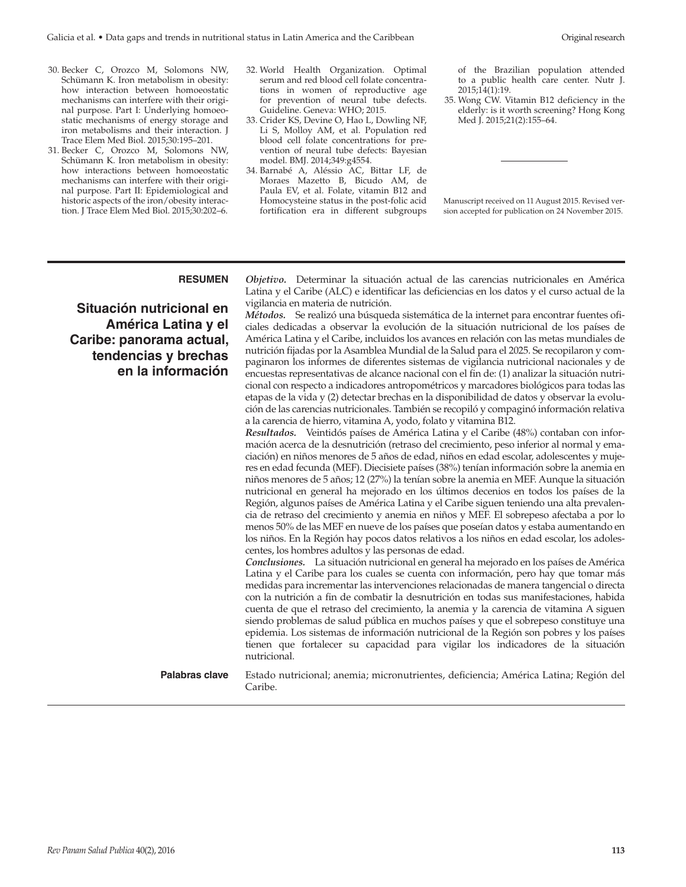30. Becker C, Orozco M, Solomons NW, Schümann K. Iron metabolism in obesity: how interaction between homoeostatic mechanisms can interfere with their original purpose. Part I: Underlying homoeostatic mechanisms of energy storage and iron metabolisms and their interaction. J Trace Elem Med Biol. 2015;30:195–201.
31. Becker C, Orozco M, Solomons NW, Schümann K. Iron metabolism in obesity: how interactions between homoeostatic mechanisms can interfere with their original purpose. Part II: Epidemiological and historic aspects of the iron/obesity interaction. J Trace Elem Med Biol. 2015;30:202–6.
32. World Health Organization. Optimal serum and red blood cell folate concentrations in women of reproductive age for prevention of neural tube defects. Guideline. Geneva: WHO; 2015.
33. Crider KS, Devine O, Hao L, Dowling NF, Li S, Molloy AM, et al. Population red blood cell folate concentrations for prevention of neural tube defects: Bayesian model. BMJ. 2014;349:g4554.
34. Barnabé A, Aléssio AC, Bittar LF, de Moraes Mazetto B, Bicudo AM, de Paula EV, et al. Folate, vitamin B12 and Homocysteine status in the post-folic acid fortification era in different subgroups of the Brazilian population attended to a public health care center. Nutr J. 2015;14(1):19.
35. Wong CW. Vitamin B12 deficiency in the elderly: is it worth screening? Hong Kong Med J. 2015;21(2):155–64.

Manuscript received on 11 August 2015. Revised version accepted for publication on 24 November 2015.

---

**RESUMEN**

## Situación nutricional en América Latina y el Caribe: panorama actual, tendencias y brechas en la información

***Objetivo.*** Determinar la situación actual de las carencias nutricionales en América Latina y el Caribe (ALC) e identificar las deficiencias en los datos y el curso actual de la vigilancia en materia de nutrición.

***Métodos.*** Se realizó una búsqueda sistemática de la internet para encontrar fuentes oficiales dedicadas a observar la evolución de la situación nutricional de los países de América Latina y el Caribe, incluidos los avances en relación con las metas mundiales de nutrición fijadas por la Asamblea Mundial de la Salud para el 2025. Se recopilaron y compaginaron los informes de diferentes sistemas de vigilancia nutricional nacionales y de encuestas representativas de alcance nacional con el fin de: (1) analizar la situación nutricional con respecto a indicadores antropométricos y marcadores biológicos para todas las etapas de la vida y (2) detectar brechas en la disponibilidad de datos y observar la evolución de las carencias nutricionales. También se recopiló y compaginó información relativa a la carencia de hierro, vitamina A, yodo, folato y vitamina B12.

***Resultados.*** Veintidós países de América Latina y el Caribe (48%) contaban con información acerca de la desnutrición (retraso del crecimiento, peso inferior al normal y emaciación) en niños menores de 5 años de edad, niños en edad escolar, adolescentes y mujeres en edad fecunda (MEF). Diecisiete países (38%) tenían información sobre la anemia en niños menores de 5 años; 12 (27%) la tenían sobre la anemia en MEF. Aunque la situación nutricional en general ha mejorado en los últimos decenios en todos los países de la Región, algunos países de América Latina y el Caribe siguen teniendo una alta prevalencia de retraso del crecimiento y anemia en niños y MEF. El sobrepeso afectaba a por lo menos 50% de las MEF en nueve de los países que poseían datos y estaba aumentando en los niños. En la Región hay pocos datos relativos a los niños en edad escolar, los adolescentes, los hombres adultos y las personas de edad.

***Conclusiones.*** La situación nutricional en general ha mejorado en los países de América Latina y el Caribe para los cuales se cuenta con información, pero hay que tomar más medidas para incrementar las intervenciones relacionadas de manera tangencial o directa con la nutrición a fin de combatir la desnutrición en todas sus manifestaciones, habida cuenta de que el retraso del crecimiento, la anemia y la carencia de vitamina A siguen siendo problemas de salud pública en muchos países y que el sobrepeso constituye una epidemia. Los sistemas de información nutricional de la Región son pobres y los países tienen que fortalecer su capacidad para vigilar los indicadores de la situación nutricional.

**Palabras clave** Estado nutricional; anemia; micronutrientes, deficiencia; América Latina; Región del Caribe.